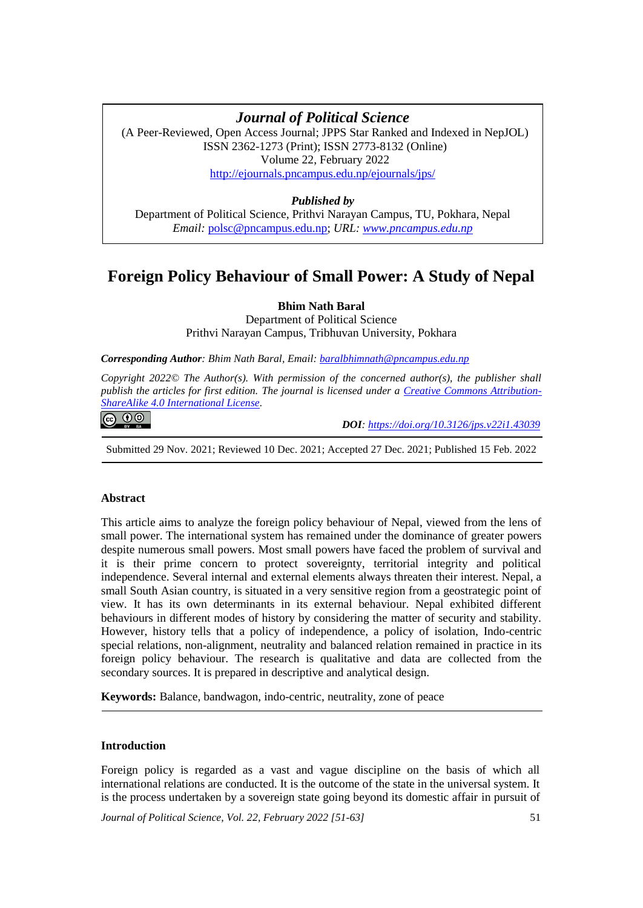*Journal of Political Science*

(A Peer-Reviewed, Open Access Journal; JPPS Star Ranked and Indexed in NepJOL)
ISSN 2362-1273 (Print); ISSN 2773-8132 (Online)
Volume 22, February 2022
http://ejournals.pncampus.edu.np/ejournals/jps/

***Published by***
Department of Political Science, Prithvi Narayan Campus, TU, Pokhara, Nepal
*Email:* polsc@pncampus.edu.np; *URL:* *www.pncampus.edu.np*

# Foreign Policy Behaviour of Small Power: A Study of Nepal

**Bhim Nath Baral**
Department of Political Science
Prithvi Narayan Campus, Tribhuvan University, Pokhara

***Corresponding Author****: Bhim Nath Baral, Email: baralbhimnath@pncampus.edu.np*

*Copyright 2022© The Author(s). With permission of the concerned author(s), the publisher shall publish the articles for first edition. The journal is licensed under a Creative Commons Attribution-ShareAlike 4.0 International License.*

***DOI****: https://doi.org/10.3126/jps.v22i1.43039*

Submitted 29 Nov. 2021; Reviewed 10 Dec. 2021; Accepted 27 Dec. 2021; Published 15 Feb. 2022

### Abstract

This article aims to analyze the foreign policy behaviour of Nepal, viewed from the lens of small power. The international system has remained under the dominance of greater powers despite numerous small powers. Most small powers have faced the problem of survival and it is their prime concern to protect sovereignty, territorial integrity and political independence. Several internal and external elements always threaten their interest. Nepal, a small South Asian country, is situated in a very sensitive region from a geostrategic point of view. It has its own determinants in its external behaviour. Nepal exhibited different behaviours in different modes of history by considering the matter of security and stability. However, history tells that a policy of independence, a policy of isolation, Indo-centric special relations, non-alignment, neutrality and balanced relation remained in practice in its foreign policy behaviour. The research is qualitative and data are collected from the secondary sources. It is prepared in descriptive and analytical design.

**Keywords:** Balance, bandwagon, indo-centric, neutrality, zone of peace

### Introduction

Foreign policy is regarded as a vast and vague discipline on the basis of which all international relations are conducted. It is the outcome of the state in the universal system. It is the process undertaken by a sovereign state going beyond its domestic affair in pursuit of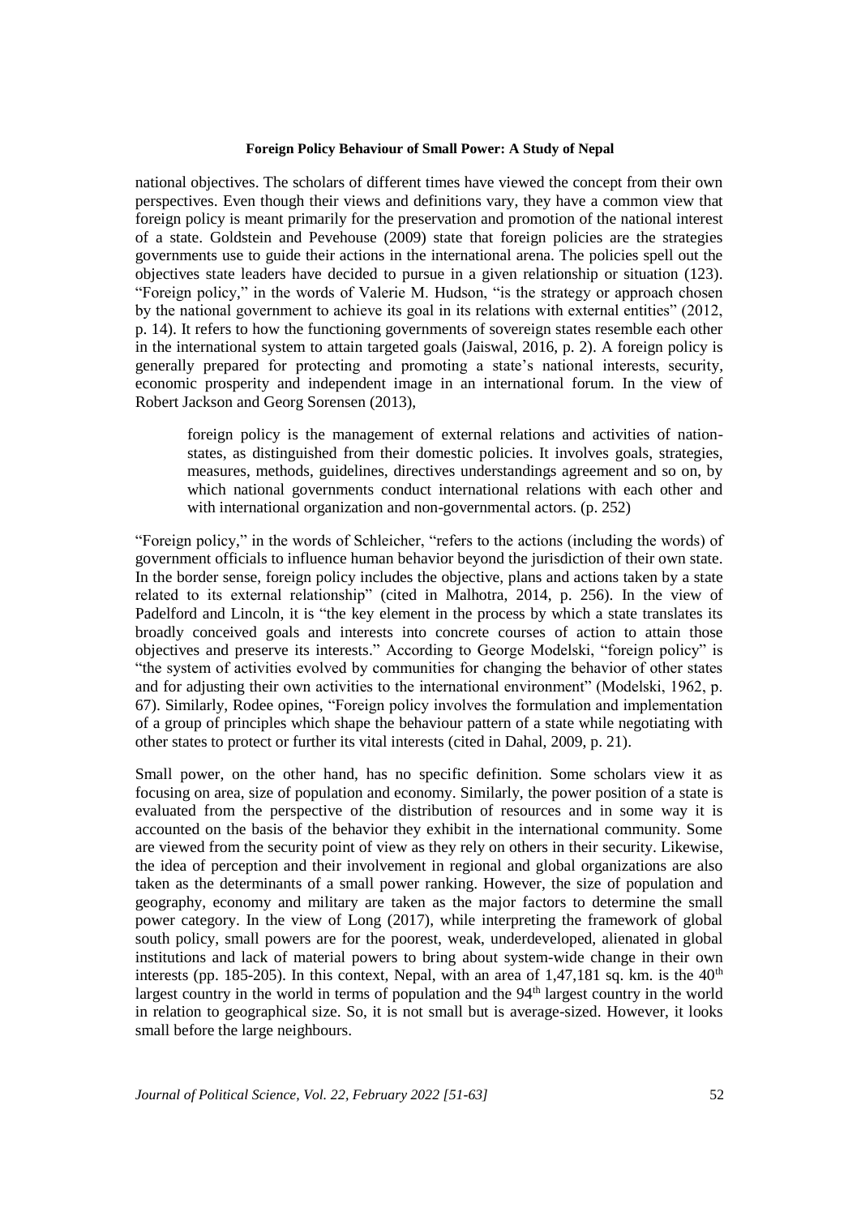national objectives. The scholars of different times have viewed the concept from their own perspectives. Even though their views and definitions vary, they have a common view that foreign policy is meant primarily for the preservation and promotion of the national interest of a state. Goldstein and Pevehouse (2009) state that foreign policies are the strategies governments use to guide their actions in the international arena. The policies spell out the objectives state leaders have decided to pursue in a given relationship or situation (123). "Foreign policy," in the words of Valerie M. Hudson, "is the strategy or approach chosen by the national government to achieve its goal in its relations with external entities" (2012, p. 14). It refers to how the functioning governments of sovereign states resemble each other in the international system to attain targeted goals (Jaiswal, 2016, p. 2). A foreign policy is generally prepared for protecting and promoting a state's national interests, security, economic prosperity and independent image in an international forum. In the view of Robert Jackson and Georg Sorensen (2013),

> foreign policy is the management of external relations and activities of nation-states, as distinguished from their domestic policies. It involves goals, strategies, measures, methods, guidelines, directives understandings agreement and so on, by which national governments conduct international relations with each other and with international organization and non-governmental actors. (p. 252)

"Foreign policy," in the words of Schleicher, "refers to the actions (including the words) of government officials to influence human behavior beyond the jurisdiction of their own state. In the border sense, foreign policy includes the objective, plans and actions taken by a state related to its external relationship" (cited in Malhotra, 2014, p. 256). In the view of Padelford and Lincoln, it is "the key element in the process by which a state translates its broadly conceived goals and interests into concrete courses of action to attain those objectives and preserve its interests." According to George Modelski, "foreign policy" is "the system of activities evolved by communities for changing the behavior of other states and for adjusting their own activities to the international environment" (Modelski, 1962, p. 67). Similarly, Rodee opines, "Foreign policy involves the formulation and implementation of a group of principles which shape the behaviour pattern of a state while negotiating with other states to protect or further its vital interests (cited in Dahal, 2009, p. 21).

Small power, on the other hand, has no specific definition. Some scholars view it as focusing on area, size of population and economy. Similarly, the power position of a state is evaluated from the perspective of the distribution of resources and in some way it is accounted on the basis of the behavior they exhibit in the international community. Some are viewed from the security point of view as they rely on others in their security. Likewise, the idea of perception and their involvement in regional and global organizations are also taken as the determinants of a small power ranking. However, the size of population and geography, economy and military are taken as the major factors to determine the small power category. In the view of Long (2017), while interpreting the framework of global south policy, small powers are for the poorest, weak, underdeveloped, alienated in global institutions and lack of material powers to bring about system-wide change in their own interests (pp. 185-205). In this context, Nepal, with an area of 1,47,181 sq. km. is the 40th largest country in the world in terms of population and the 94th largest country in the world in relation to geographical size. So, it is not small but is average-sized. However, it looks small before the large neighbours.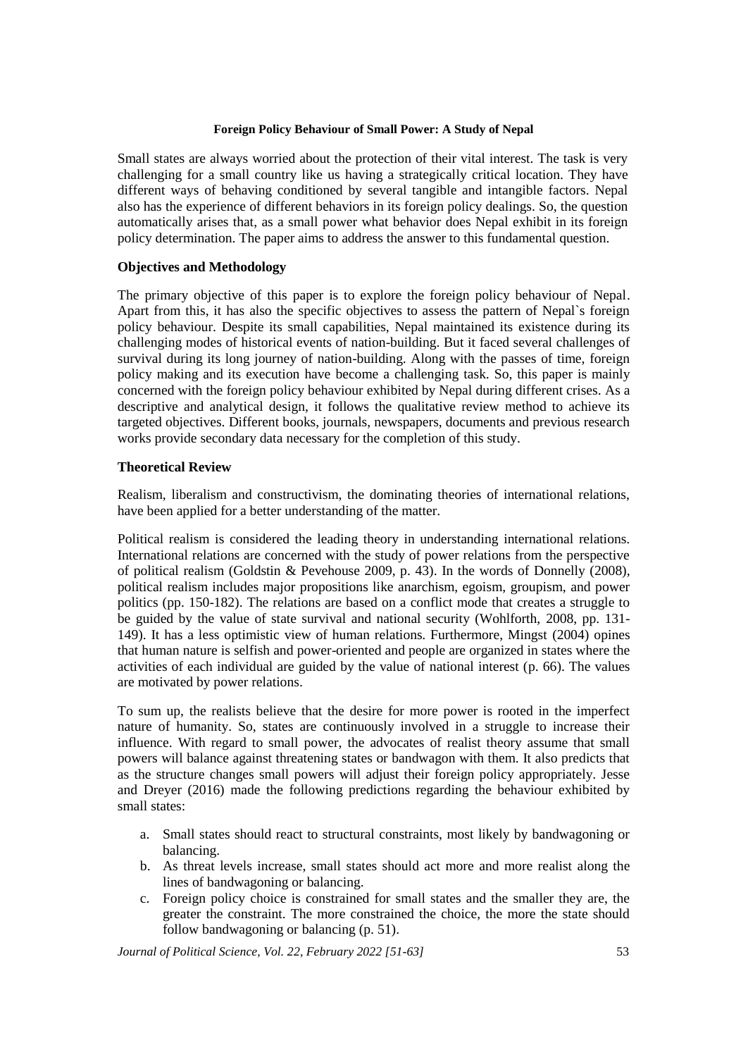**Foreign Policy Behaviour of Small Power: A Study of Nepal**

Small states are always worried about the protection of their vital interest. The task is very challenging for a small country like us having a strategically critical location. They have different ways of behaving conditioned by several tangible and intangible factors. Nepal also has the experience of different behaviors in its foreign policy dealings. So, the question automatically arises that, as a small power what behavior does Nepal exhibit in its foreign policy determination. The paper aims to address the answer to this fundamental question.

### Objectives and Methodology

The primary objective of this paper is to explore the foreign policy behaviour of Nepal. Apart from this, it has also the specific objectives to assess the pattern of Nepal`s foreign policy behaviour. Despite its small capabilities, Nepal maintained its existence during its challenging modes of historical events of nation-building. But it faced several challenges of survival during its long journey of nation-building. Along with the passes of time, foreign policy making and its execution have become a challenging task. So, this paper is mainly concerned with the foreign policy behaviour exhibited by Nepal during different crises. As a descriptive and analytical design, it follows the qualitative review method to achieve its targeted objectives. Different books, journals, newspapers, documents and previous research works provide secondary data necessary for the completion of this study.

### Theoretical Review

Realism, liberalism and constructivism, the dominating theories of international relations, have been applied for a better understanding of the matter.

Political realism is considered the leading theory in understanding international relations. International relations are concerned with the study of power relations from the perspective of political realism (Goldstin & Pevehouse 2009, p. 43). In the words of Donnelly (2008), political realism includes major propositions like anarchism, egoism, groupism, and power politics (pp. 150-182). The relations are based on a conflict mode that creates a struggle to be guided by the value of state survival and national security (Wohlforth, 2008, pp. 131-149). It has a less optimistic view of human relations. Furthermore, Mingst (2004) opines that human nature is selfish and power-oriented and people are organized in states where the activities of each individual are guided by the value of national interest (p. 66). The values are motivated by power relations.

To sum up, the realists believe that the desire for more power is rooted in the imperfect nature of humanity. So, states are continuously involved in a struggle to increase their influence. With regard to small power, the advocates of realist theory assume that small powers will balance against threatening states or bandwagon with them. It also predicts that as the structure changes small powers will adjust their foreign policy appropriately. Jesse and Dreyer (2016) made the following predictions regarding the behaviour exhibited by small states:

a. Small states should react to structural constraints, most likely by bandwagoning or balancing.
b. As threat levels increase, small states should act more and more realist along the lines of bandwagoning or balancing.
c. Foreign policy choice is constrained for small states and the smaller they are, the greater the constraint. The more constrained the choice, the more the state should follow bandwagoning or balancing (p. 51).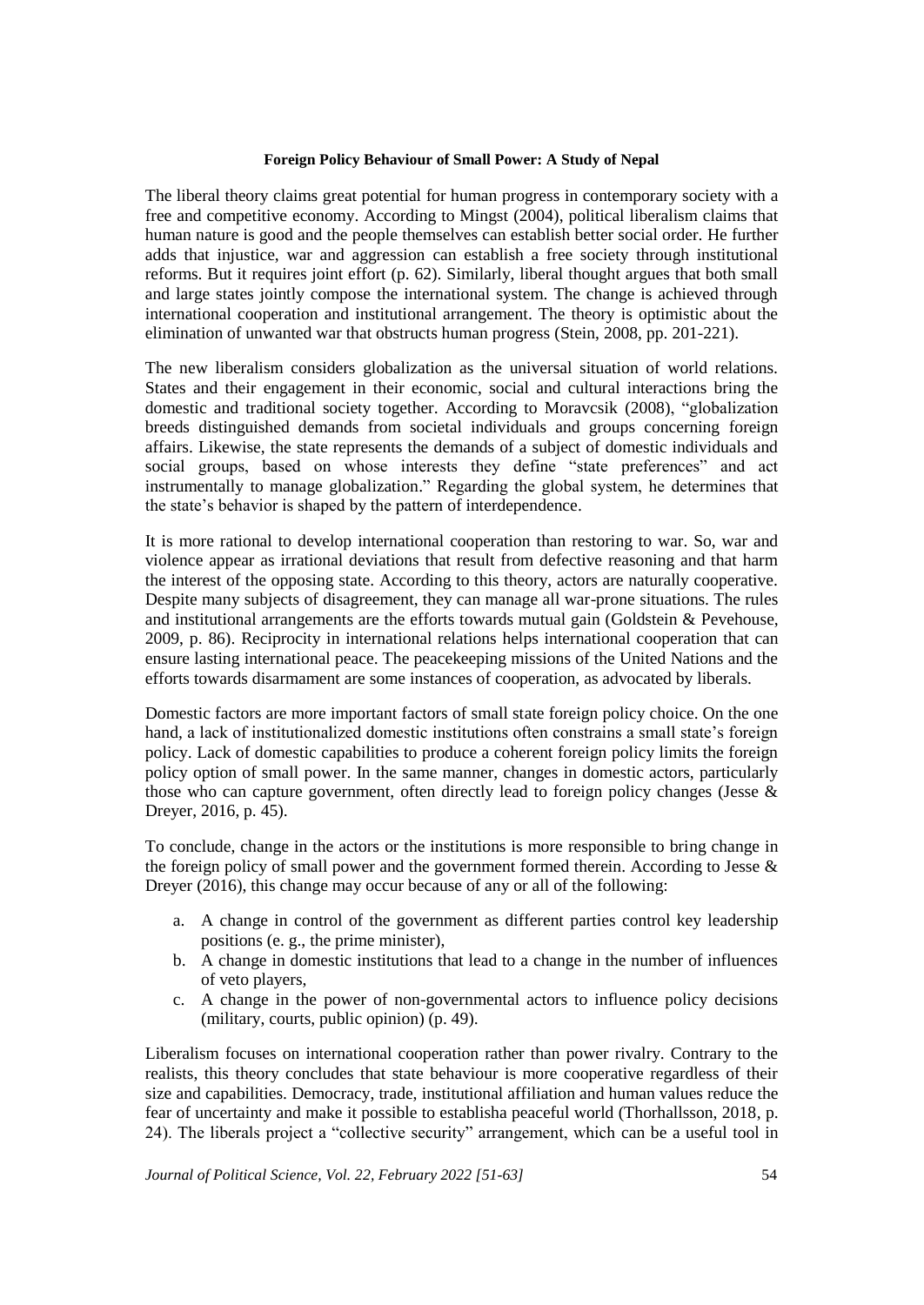The liberal theory claims great potential for human progress in contemporary society with a free and competitive economy. According to Mingst (2004), political liberalism claims that human nature is good and the people themselves can establish better social order. He further adds that injustice, war and aggression can establish a free society through institutional reforms. But it requires joint effort (p. 62). Similarly, liberal thought argues that both small and large states jointly compose the international system. The change is achieved through international cooperation and institutional arrangement. The theory is optimistic about the elimination of unwanted war that obstructs human progress (Stein, 2008, pp. 201-221).

The new liberalism considers globalization as the universal situation of world relations. States and their engagement in their economic, social and cultural interactions bring the domestic and traditional society together. According to Moravcsik (2008), "globalization breeds distinguished demands from societal individuals and groups concerning foreign affairs. Likewise, the state represents the demands of a subject of domestic individuals and social groups, based on whose interests they define "state preferences" and act instrumentally to manage globalization." Regarding the global system, he determines that the state's behavior is shaped by the pattern of interdependence.

It is more rational to develop international cooperation than restoring to war. So, war and violence appear as irrational deviations that result from defective reasoning and that harm the interest of the opposing state. According to this theory, actors are naturally cooperative. Despite many subjects of disagreement, they can manage all war-prone situations. The rules and institutional arrangements are the efforts towards mutual gain (Goldstein & Pevehouse, 2009, p. 86). Reciprocity in international relations helps international cooperation that can ensure lasting international peace. The peacekeeping missions of the United Nations and the efforts towards disarmament are some instances of cooperation, as advocated by liberals.

Domestic factors are more important factors of small state foreign policy choice. On the one hand, a lack of institutionalized domestic institutions often constrains a small state's foreign policy. Lack of domestic capabilities to produce a coherent foreign policy limits the foreign policy option of small power. In the same manner, changes in domestic actors, particularly those who can capture government, often directly lead to foreign policy changes (Jesse & Dreyer, 2016, p. 45).

To conclude, change in the actors or the institutions is more responsible to bring change in the foreign policy of small power and the government formed therein. According to Jesse & Dreyer (2016), this change may occur because of any or all of the following:

a. A change in control of the government as different parties control key leadership positions (e. g., the prime minister),
b. A change in domestic institutions that lead to a change in the number of influences of veto players,
c. A change in the power of non-governmental actors to influence policy decisions (military, courts, public opinion) (p. 49).

Liberalism focuses on international cooperation rather than power rivalry. Contrary to the realists, this theory concludes that state behaviour is more cooperative regardless of their size and capabilities. Democracy, trade, institutional affiliation and human values reduce the fear of uncertainty and make it possible to establisha peaceful world (Thorhallsson, 2018, p. 24). The liberals project a "collective security" arrangement, which can be a useful tool in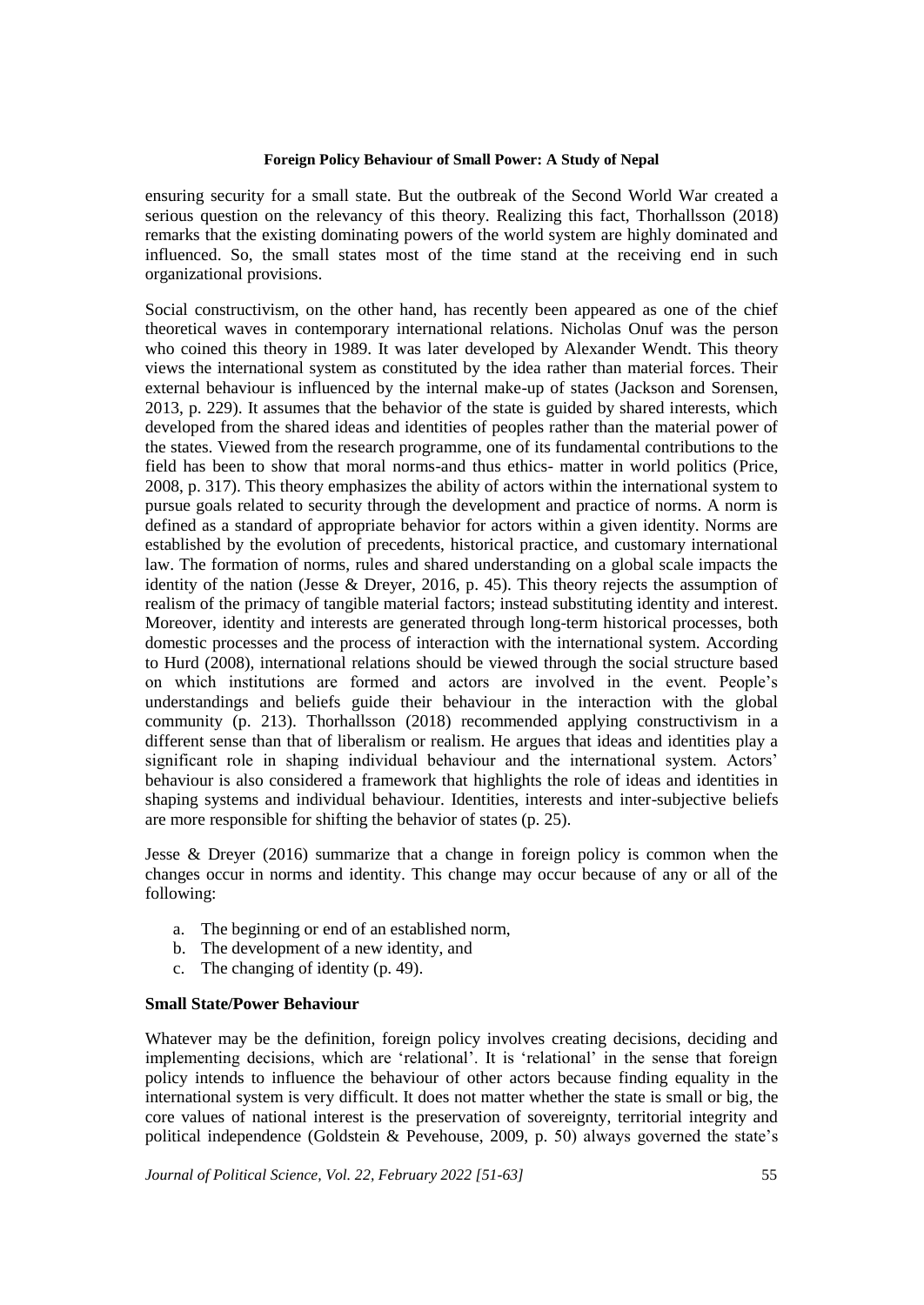ensuring security for a small state. But the outbreak of the Second World War created a serious question on the relevancy of this theory. Realizing this fact, Thorhallsson (2018) remarks that the existing dominating powers of the world system are highly dominated and influenced. So, the small states most of the time stand at the receiving end in such organizational provisions.

Social constructivism, on the other hand, has recently been appeared as one of the chief theoretical waves in contemporary international relations. Nicholas Onuf was the person who coined this theory in 1989. It was later developed by Alexander Wendt. This theory views the international system as constituted by the idea rather than material forces. Their external behaviour is influenced by the internal make-up of states (Jackson and Sorensen, 2013, p. 229). It assumes that the behavior of the state is guided by shared interests, which developed from the shared ideas and identities of peoples rather than the material power of the states. Viewed from the research programme, one of its fundamental contributions to the field has been to show that moral norms-and thus ethics- matter in world politics (Price, 2008, p. 317). This theory emphasizes the ability of actors within the international system to pursue goals related to security through the development and practice of norms. A norm is defined as a standard of appropriate behavior for actors within a given identity. Norms are established by the evolution of precedents, historical practice, and customary international law. The formation of norms, rules and shared understanding on a global scale impacts the identity of the nation (Jesse & Dreyer, 2016, p. 45). This theory rejects the assumption of realism of the primacy of tangible material factors; instead substituting identity and interest. Moreover, identity and interests are generated through long-term historical processes, both domestic processes and the process of interaction with the international system. According to Hurd (2008), international relations should be viewed through the social structure based on which institutions are formed and actors are involved in the event. People's understandings and beliefs guide their behaviour in the interaction with the global community (p. 213). Thorhallsson (2018) recommended applying constructivism in a different sense than that of liberalism or realism. He argues that ideas and identities play a significant role in shaping individual behaviour and the international system. Actors' behaviour is also considered a framework that highlights the role of ideas and identities in shaping systems and individual behaviour. Identities, interests and inter-subjective beliefs are more responsible for shifting the behavior of states (p. 25).

Jesse & Dreyer (2016) summarize that a change in foreign policy is common when the changes occur in norms and identity. This change may occur because of any or all of the following:

a. The beginning or end of an established norm,
b. The development of a new identity, and
c. The changing of identity (p. 49).

**Small State/Power Behaviour**

Whatever may be the definition, foreign policy involves creating decisions, deciding and implementing decisions, which are 'relational'. It is 'relational' in the sense that foreign policy intends to influence the behaviour of other actors because finding equality in the international system is very difficult. It does not matter whether the state is small or big, the core values of national interest is the preservation of sovereignty, territorial integrity and political independence (Goldstein & Pevehouse, 2009, p. 50) always governed the state's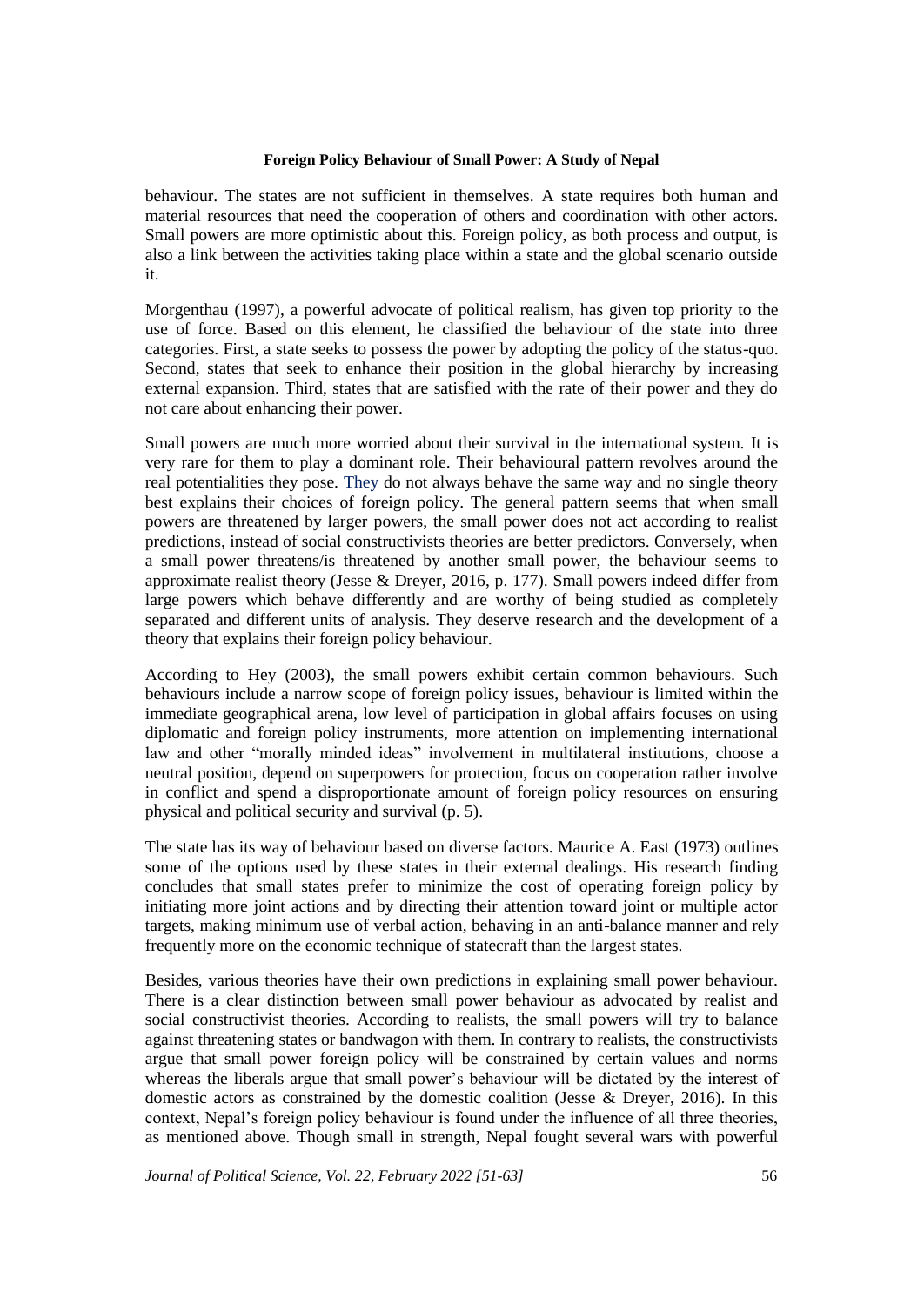behaviour. The states are not sufficient in themselves. A state requires both human and material resources that need the cooperation of others and coordination with other actors. Small powers are more optimistic about this. Foreign policy, as both process and output, is also a link between the activities taking place within a state and the global scenario outside it.

Morgenthau (1997), a powerful advocate of political realism, has given top priority to the use of force. Based on this element, he classified the behaviour of the state into three categories. First, a state seeks to possess the power by adopting the policy of the status-quo. Second, states that seek to enhance their position in the global hierarchy by increasing external expansion. Third, states that are satisfied with the rate of their power and they do not care about enhancing their power.

Small powers are much more worried about their survival in the international system. It is very rare for them to play a dominant role. Their behavioural pattern revolves around the real potentialities they pose. They do not always behave the same way and no single theory best explains their choices of foreign policy. The general pattern seems that when small powers are threatened by larger powers, the small power does not act according to realist predictions, instead of social constructivists theories are better predictors. Conversely, when a small power threatens/is threatened by another small power, the behaviour seems to approximate realist theory (Jesse & Dreyer, 2016, p. 177). Small powers indeed differ from large powers which behave differently and are worthy of being studied as completely separated and different units of analysis. They deserve research and the development of a theory that explains their foreign policy behaviour.

According to Hey (2003), the small powers exhibit certain common behaviours. Such behaviours include a narrow scope of foreign policy issues, behaviour is limited within the immediate geographical arena, low level of participation in global affairs focuses on using diplomatic and foreign policy instruments, more attention on implementing international law and other "morally minded ideas" involvement in multilateral institutions, choose a neutral position, depend on superpowers for protection, focus on cooperation rather involve in conflict and spend a disproportionate amount of foreign policy resources on ensuring physical and political security and survival (p. 5).

The state has its way of behaviour based on diverse factors. Maurice A. East (1973) outlines some of the options used by these states in their external dealings. His research finding concludes that small states prefer to minimize the cost of operating foreign policy by initiating more joint actions and by directing their attention toward joint or multiple actor targets, making minimum use of verbal action, behaving in an anti-balance manner and rely frequently more on the economic technique of statecraft than the largest states.

Besides, various theories have their own predictions in explaining small power behaviour. There is a clear distinction between small power behaviour as advocated by realist and social constructivist theories. According to realists, the small powers will try to balance against threatening states or bandwagon with them. In contrary to realists, the constructivists argue that small power foreign policy will be constrained by certain values and norms whereas the liberals argue that small power's behaviour will be dictated by the interest of domestic actors as constrained by the domestic coalition (Jesse & Dreyer, 2016). In this context, Nepal's foreign policy behaviour is found under the influence of all three theories, as mentioned above. Though small in strength, Nepal fought several wars with powerful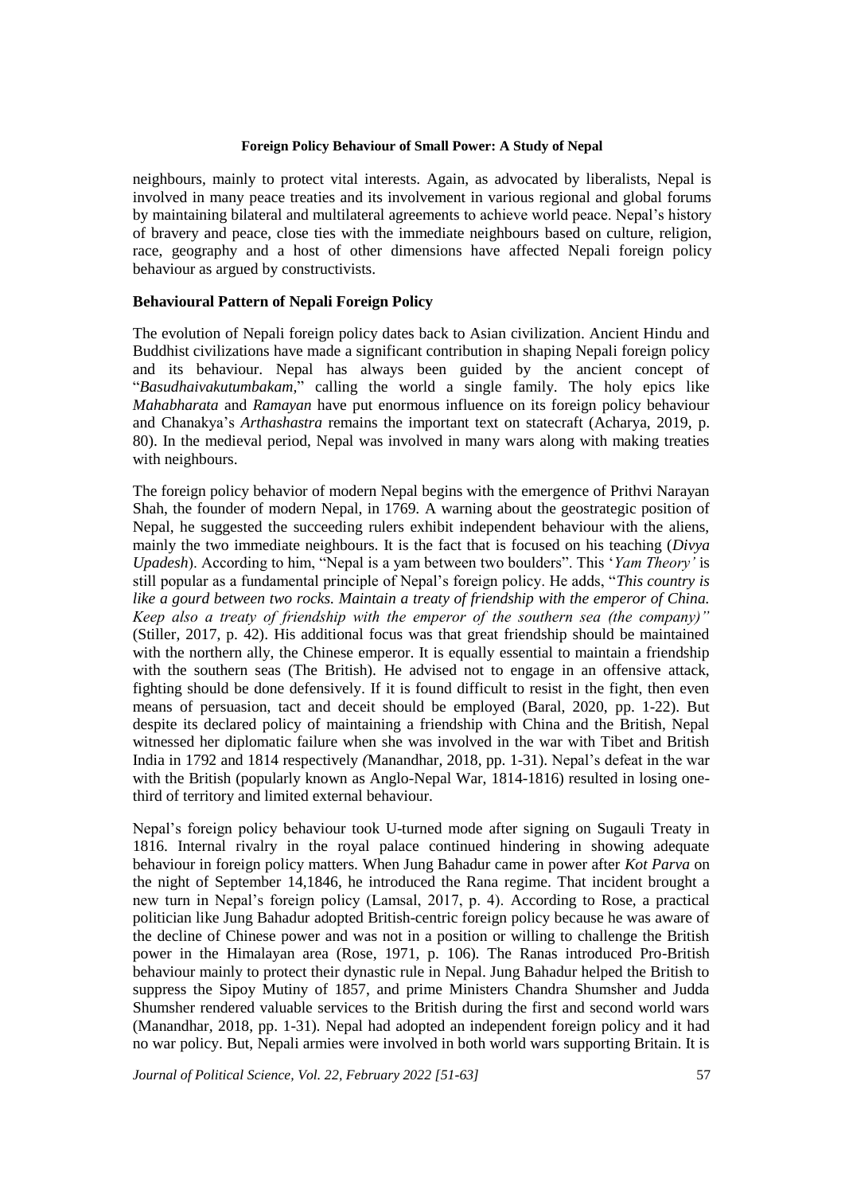neighbours, mainly to protect vital interests. Again, as advocated by liberalists, Nepal is involved in many peace treaties and its involvement in various regional and global forums by maintaining bilateral and multilateral agreements to achieve world peace. Nepal's history of bravery and peace, close ties with the immediate neighbours based on culture, religion, race, geography and a host of other dimensions have affected Nepali foreign policy behaviour as argued by constructivists.

## Behavioural Pattern of Nepali Foreign Policy

The evolution of Nepali foreign policy dates back to Asian civilization. Ancient Hindu and Buddhist civilizations have made a significant contribution in shaping Nepali foreign policy and its behaviour. Nepal has always been guided by the ancient concept of "*Basudhaivakutumbakam*," calling the world a single family. The holy epics like *Mahabharata* and *Ramayan* have put enormous influence on its foreign policy behaviour and Chanakya's *Arthashastra* remains the important text on statecraft (Acharya, 2019, p. 80). In the medieval period, Nepal was involved in many wars along with making treaties with neighbours.

The foreign policy behavior of modern Nepal begins with the emergence of Prithvi Narayan Shah, the founder of modern Nepal, in 1769. A warning about the geostrategic position of Nepal, he suggested the succeeding rulers exhibit independent behaviour with the aliens, mainly the two immediate neighbours. It is the fact that is focused on his teaching (*Divya Upadesh*). According to him, "Nepal is a yam between two boulders". This '*Yam Theory'* is still popular as a fundamental principle of Nepal's foreign policy. He adds, "*This country is like a gourd between two rocks. Maintain a treaty of friendship with the emperor of China. Keep also a treaty of friendship with the emperor of the southern sea (the company)"* (Stiller, 2017, p. 42). His additional focus was that great friendship should be maintained with the northern ally, the Chinese emperor. It is equally essential to maintain a friendship with the southern seas (The British). He advised not to engage in an offensive attack, fighting should be done defensively. If it is found difficult to resist in the fight, then even means of persuasion, tact and deceit should be employed (Baral, 2020, pp. 1-22). But despite its declared policy of maintaining a friendship with China and the British, Nepal witnessed her diplomatic failure when she was involved in the war with Tibet and British India in 1792 and 1814 respectively *(*Manandhar*,* 2018, pp. 1-31). Nepal's defeat in the war with the British (popularly known as Anglo-Nepal War, 1814-1816) resulted in losing one-third of territory and limited external behaviour.

Nepal's foreign policy behaviour took U-turned mode after signing on Sugauli Treaty in 1816. Internal rivalry in the royal palace continued hindering in showing adequate behaviour in foreign policy matters. When Jung Bahadur came in power after *Kot Parva* on the night of September 14,1846, he introduced the Rana regime. That incident brought a new turn in Nepal's foreign policy (Lamsal, 2017, p. 4). According to Rose, a practical politician like Jung Bahadur adopted British-centric foreign policy because he was aware of the decline of Chinese power and was not in a position or willing to challenge the British power in the Himalayan area (Rose, 1971, p. 106). The Ranas introduced Pro-British behaviour mainly to protect their dynastic rule in Nepal. Jung Bahadur helped the British to suppress the Sipoy Mutiny of 1857, and prime Ministers Chandra Shumsher and Judda Shumsher rendered valuable services to the British during the first and second world wars (Manandhar, 2018, pp. 1-31). Nepal had adopted an independent foreign policy and it had no war policy. But, Nepali armies were involved in both world wars supporting Britain. It is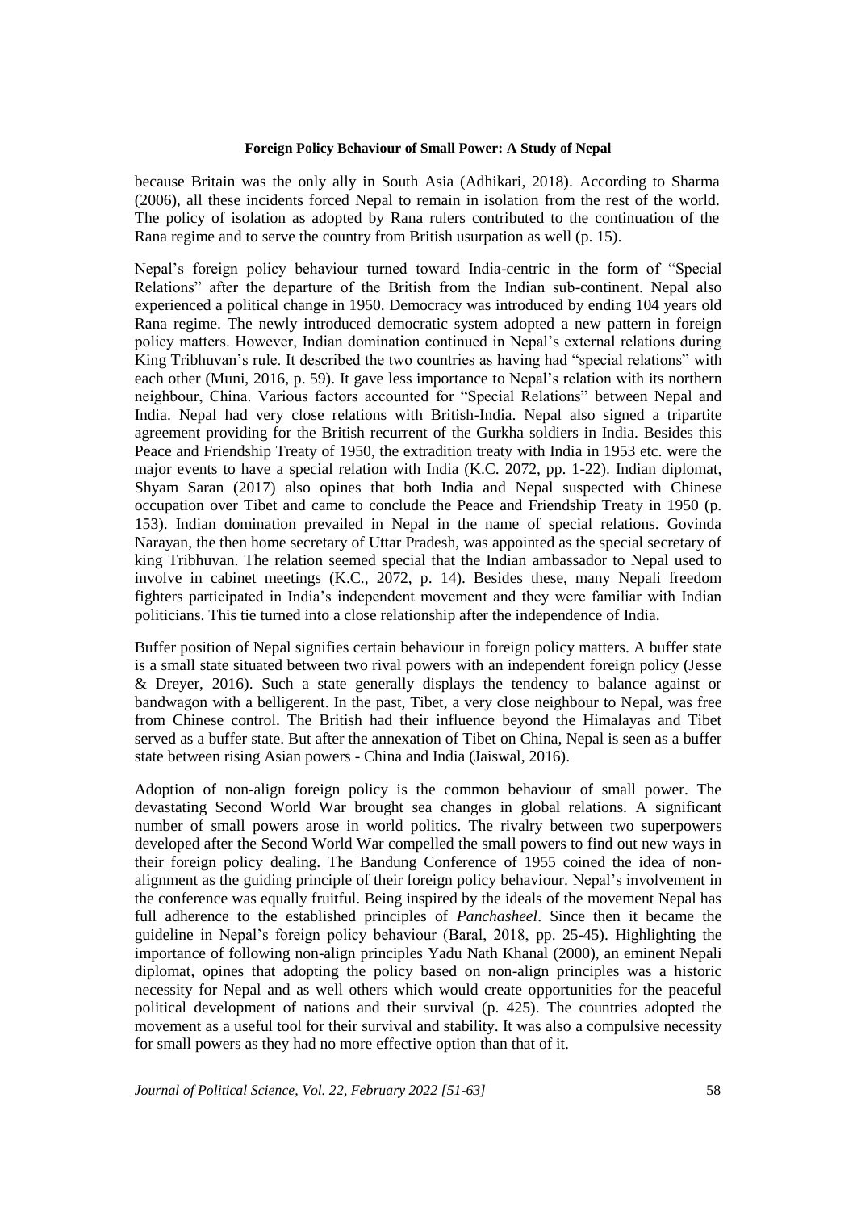because Britain was the only ally in South Asia (Adhikari, 2018). According to Sharma (2006), all these incidents forced Nepal to remain in isolation from the rest of the world. The policy of isolation as adopted by Rana rulers contributed to the continuation of the Rana regime and to serve the country from British usurpation as well (p. 15).

Nepal's foreign policy behaviour turned toward India-centric in the form of "Special Relations" after the departure of the British from the Indian sub-continent. Nepal also experienced a political change in 1950. Democracy was introduced by ending 104 years old Rana regime. The newly introduced democratic system adopted a new pattern in foreign policy matters. However, Indian domination continued in Nepal's external relations during King Tribhuvan's rule. It described the two countries as having had "special relations" with each other (Muni, 2016, p. 59). It gave less importance to Nepal's relation with its northern neighbour, China. Various factors accounted for "Special Relations" between Nepal and India. Nepal had very close relations with British-India. Nepal also signed a tripartite agreement providing for the British recurrent of the Gurkha soldiers in India. Besides this Peace and Friendship Treaty of 1950, the extradition treaty with India in 1953 etc. were the major events to have a special relation with India (K.C. 2072, pp. 1-22). Indian diplomat, Shyam Saran (2017) also opines that both India and Nepal suspected with Chinese occupation over Tibet and came to conclude the Peace and Friendship Treaty in 1950 (p. 153). Indian domination prevailed in Nepal in the name of special relations. Govinda Narayan, the then home secretary of Uttar Pradesh, was appointed as the special secretary of king Tribhuvan. The relation seemed special that the Indian ambassador to Nepal used to involve in cabinet meetings (K.C., 2072, p. 14). Besides these, many Nepali freedom fighters participated in India's independent movement and they were familiar with Indian politicians. This tie turned into a close relationship after the independence of India.

Buffer position of Nepal signifies certain behaviour in foreign policy matters. A buffer state is a small state situated between two rival powers with an independent foreign policy (Jesse & Dreyer, 2016). Such a state generally displays the tendency to balance against or bandwagon with a belligerent. In the past, Tibet, a very close neighbour to Nepal, was free from Chinese control. The British had their influence beyond the Himalayas and Tibet served as a buffer state. But after the annexation of Tibet on China, Nepal is seen as a buffer state between rising Asian powers - China and India (Jaiswal, 2016).

Adoption of non-align foreign policy is the common behaviour of small power. The devastating Second World War brought sea changes in global relations. A significant number of small powers arose in world politics. The rivalry between two superpowers developed after the Second World War compelled the small powers to find out new ways in their foreign policy dealing. The Bandung Conference of 1955 coined the idea of non-alignment as the guiding principle of their foreign policy behaviour. Nepal's involvement in the conference was equally fruitful. Being inspired by the ideals of the movement Nepal has full adherence to the established principles of *Panchasheel*. Since then it became the guideline in Nepal's foreign policy behaviour (Baral, 2018, pp. 25-45). Highlighting the importance of following non-align principles Yadu Nath Khanal (2000), an eminent Nepali diplomat, opines that adopting the policy based on non-align principles was a historic necessity for Nepal and as well others which would create opportunities for the peaceful political development of nations and their survival (p. 425). The countries adopted the movement as a useful tool for their survival and stability. It was also a compulsive necessity for small powers as they had no more effective option than that of it.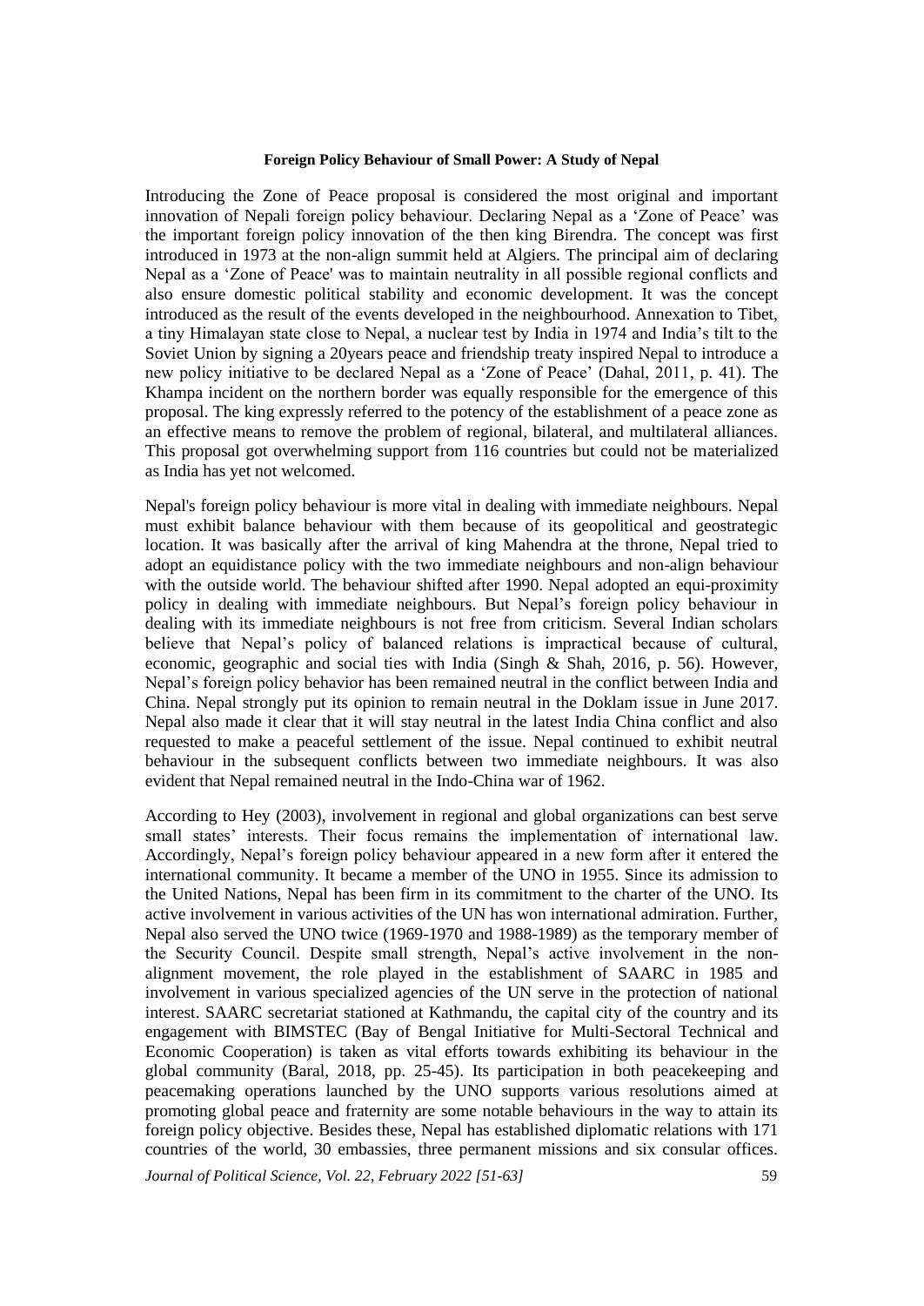Introducing the Zone of Peace proposal is considered the most original and important innovation of Nepali foreign policy behaviour. Declaring Nepal as a 'Zone of Peace' was the important foreign policy innovation of the then king Birendra. The concept was first introduced in 1973 at the non-align summit held at Algiers. The principal aim of declaring Nepal as a 'Zone of Peace' was to maintain neutrality in all possible regional conflicts and also ensure domestic political stability and economic development. It was the concept introduced as the result of the events developed in the neighbourhood. Annexation to Tibet, a tiny Himalayan state close to Nepal, a nuclear test by India in 1974 and India's tilt to the Soviet Union by signing a 20years peace and friendship treaty inspired Nepal to introduce a new policy initiative to be declared Nepal as a 'Zone of Peace' (Dahal, 2011, p. 41). The Khampa incident on the northern border was equally responsible for the emergence of this proposal. The king expressly referred to the potency of the establishment of a peace zone as an effective means to remove the problem of regional, bilateral, and multilateral alliances. This proposal got overwhelming support from 116 countries but could not be materialized as India has yet not welcomed.

Nepal's foreign policy behaviour is more vital in dealing with immediate neighbours. Nepal must exhibit balance behaviour with them because of its geopolitical and geostrategic location. It was basically after the arrival of king Mahendra at the throne, Nepal tried to adopt an equidistance policy with the two immediate neighbours and non-align behaviour with the outside world. The behaviour shifted after 1990. Nepal adopted an equi-proximity policy in dealing with immediate neighbours. But Nepal's foreign policy behaviour in dealing with its immediate neighbours is not free from criticism. Several Indian scholars believe that Nepal's policy of balanced relations is impractical because of cultural, economic, geographic and social ties with India (Singh & Shah, 2016, p. 56). However, Nepal's foreign policy behavior has been remained neutral in the conflict between India and China. Nepal strongly put its opinion to remain neutral in the Doklam issue in June 2017. Nepal also made it clear that it will stay neutral in the latest India China conflict and also requested to make a peaceful settlement of the issue. Nepal continued to exhibit neutral behaviour in the subsequent conflicts between two immediate neighbours. It was also evident that Nepal remained neutral in the Indo-China war of 1962.

According to Hey (2003), involvement in regional and global organizations can best serve small states' interests. Their focus remains the implementation of international law. Accordingly, Nepal's foreign policy behaviour appeared in a new form after it entered the international community. It became a member of the UNO in 1955. Since its admission to the United Nations, Nepal has been firm in its commitment to the charter of the UNO. Its active involvement in various activities of the UN has won international admiration. Further, Nepal also served the UNO twice (1969-1970 and 1988-1989) as the temporary member of the Security Council. Despite small strength, Nepal's active involvement in the non-alignment movement, the role played in the establishment of SAARC in 1985 and involvement in various specialized agencies of the UN serve in the protection of national interest. SAARC secretariat stationed at Kathmandu, the capital city of the country and its engagement with BIMSTEC (Bay of Bengal Initiative for Multi-Sectoral Technical and Economic Cooperation) is taken as vital efforts towards exhibiting its behaviour in the global community (Baral, 2018, pp. 25-45). Its participation in both peacekeeping and peacemaking operations launched by the UNO supports various resolutions aimed at promoting global peace and fraternity are some notable behaviours in the way to attain its foreign policy objective. Besides these, Nepal has established diplomatic relations with 171 countries of the world, 30 embassies, three permanent missions and six consular offices.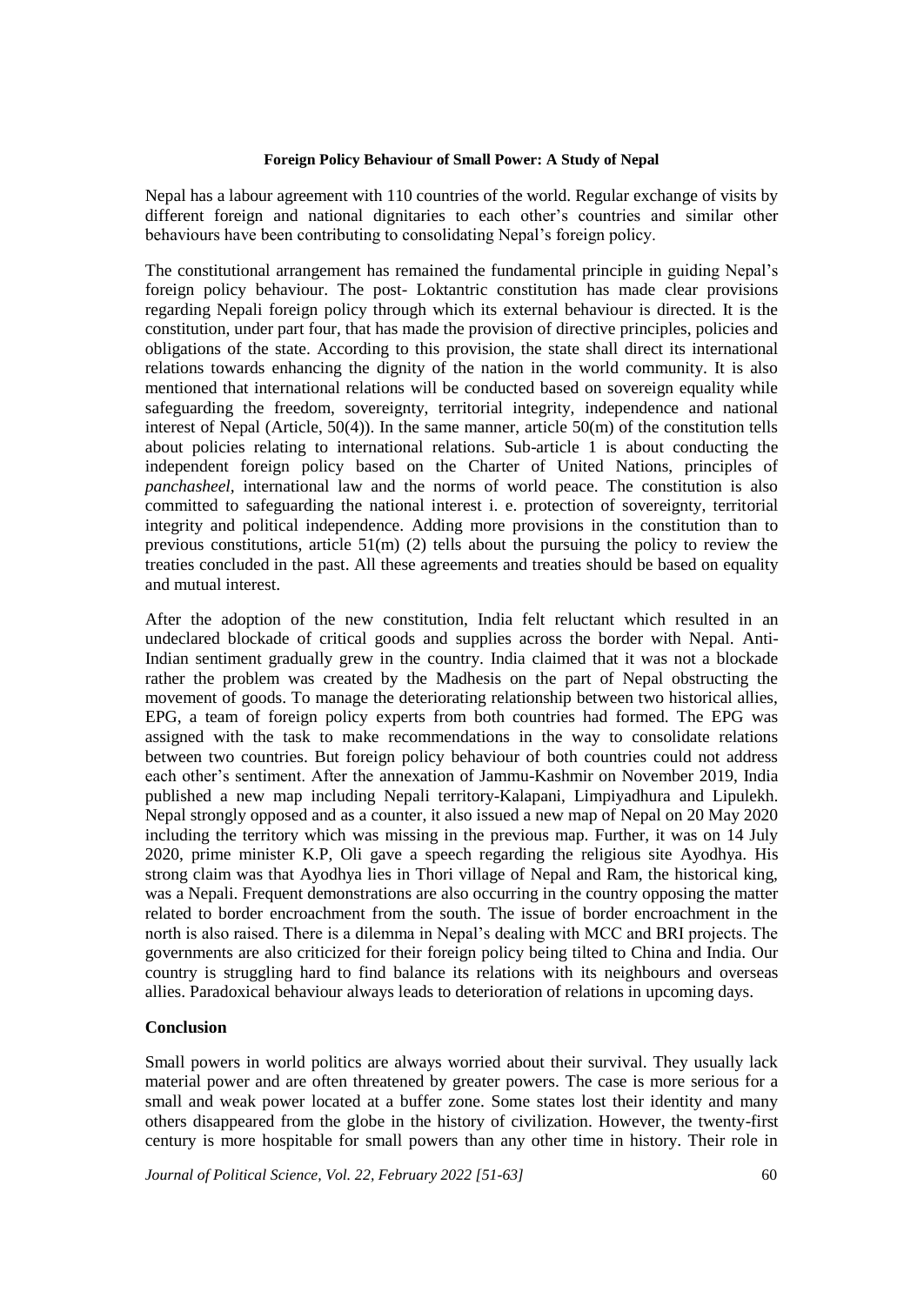Nepal has a labour agreement with 110 countries of the world. Regular exchange of visits by different foreign and national dignitaries to each other's countries and similar other behaviours have been contributing to consolidating Nepal's foreign policy.

The constitutional arrangement has remained the fundamental principle in guiding Nepal's foreign policy behaviour. The post- Loktantric constitution has made clear provisions regarding Nepali foreign policy through which its external behaviour is directed. It is the constitution, under part four, that has made the provision of directive principles, policies and obligations of the state. According to this provision, the state shall direct its international relations towards enhancing the dignity of the nation in the world community. It is also mentioned that international relations will be conducted based on sovereign equality while safeguarding the freedom, sovereignty, territorial integrity, independence and national interest of Nepal (Article, 50(4)). In the same manner, article 50(m) of the constitution tells about policies relating to international relations. Sub-article 1 is about conducting the independent foreign policy based on the Charter of United Nations, principles of *panchasheel*, international law and the norms of world peace. The constitution is also committed to safeguarding the national interest i. e. protection of sovereignty, territorial integrity and political independence. Adding more provisions in the constitution than to previous constitutions, article 51(m) (2) tells about the pursuing the policy to review the treaties concluded in the past. All these agreements and treaties should be based on equality and mutual interest.

After the adoption of the new constitution, India felt reluctant which resulted in an undeclared blockade of critical goods and supplies across the border with Nepal. Anti-Indian sentiment gradually grew in the country. India claimed that it was not a blockade rather the problem was created by the Madhesis on the part of Nepal obstructing the movement of goods. To manage the deteriorating relationship between two historical allies, EPG, a team of foreign policy experts from both countries had formed. The EPG was assigned with the task to make recommendations in the way to consolidate relations between two countries. But foreign policy behaviour of both countries could not address each other's sentiment. After the annexation of Jammu-Kashmir on November 2019, India published a new map including Nepali territory-Kalapani, Limpiyadhura and Lipulekh. Nepal strongly opposed and as a counter, it also issued a new map of Nepal on 20 May 2020 including the territory which was missing in the previous map. Further, it was on 14 July 2020, prime minister K.P, Oli gave a speech regarding the religious site Ayodhya. His strong claim was that Ayodhya lies in Thori village of Nepal and Ram, the historical king, was a Nepali. Frequent demonstrations are also occurring in the country opposing the matter related to border encroachment from the south. The issue of border encroachment in the north is also raised. There is a dilemma in Nepal's dealing with MCC and BRI projects. The governments are also criticized for their foreign policy being tilted to China and India. Our country is struggling hard to find balance its relations with its neighbours and overseas allies. Paradoxical behaviour always leads to deterioration of relations in upcoming days.

## Conclusion

Small powers in world politics are always worried about their survival. They usually lack material power and are often threatened by greater powers. The case is more serious for a small and weak power located at a buffer zone. Some states lost their identity and many others disappeared from the globe in the history of civilization. However, the twenty-first century is more hospitable for small powers than any other time in history. Their role in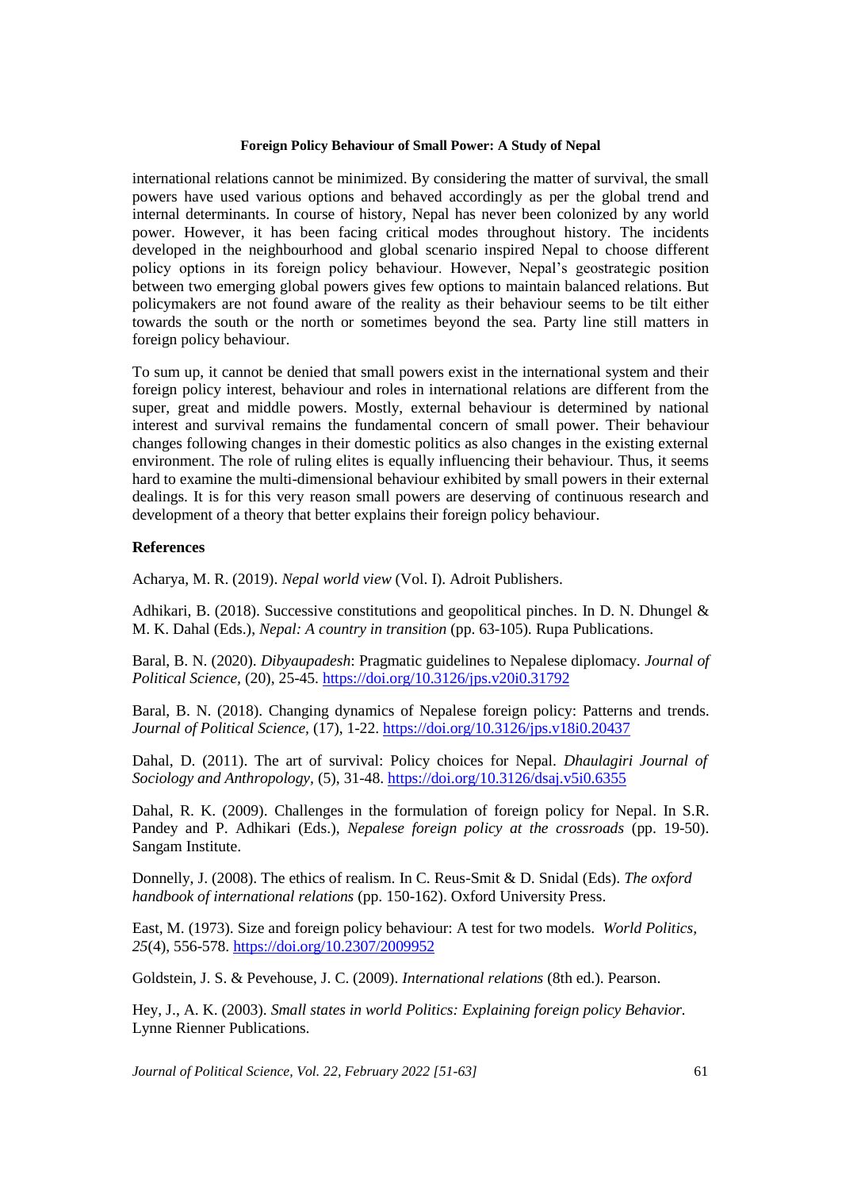international relations cannot be minimized. By considering the matter of survival, the small powers have used various options and behaved accordingly as per the global trend and internal determinants. In course of history, Nepal has never been colonized by any world power. However, it has been facing critical modes throughout history. The incidents developed in the neighbourhood and global scenario inspired Nepal to choose different policy options in its foreign policy behaviour. However, Nepal's geostrategic position between two emerging global powers gives few options to maintain balanced relations. But policymakers are not found aware of the reality as their behaviour seems to be tilt either towards the south or the north or sometimes beyond the sea. Party line still matters in foreign policy behaviour.

To sum up, it cannot be denied that small powers exist in the international system and their foreign policy interest, behaviour and roles in international relations are different from the super, great and middle powers. Mostly, external behaviour is determined by national interest and survival remains the fundamental concern of small power. Their behaviour changes following changes in their domestic politics as also changes in the existing external environment. The role of ruling elites is equally influencing their behaviour. Thus, it seems hard to examine the multi-dimensional behaviour exhibited by small powers in their external dealings. It is for this very reason small powers are deserving of continuous research and development of a theory that better explains their foreign policy behaviour.

**References**

Acharya, M. R. (2019). *Nepal world view* (Vol. I). Adroit Publishers.

Adhikari, B. (2018). Successive constitutions and geopolitical pinches. In D. N. Dhungel & M. K. Dahal (Eds.), *Nepal: A country in transition* (pp. 63-105). Rupa Publications.

Baral, B. N. (2020). *Dibyaupadesh*: Pragmatic guidelines to Nepalese diplomacy. *Journal of Political Science,* (20), 25-45. https://doi.org/10.3126/jps.v20i0.31792

Baral, B. N. (2018). Changing dynamics of Nepalese foreign policy: Patterns and trends. *Journal of Political Science,* (17), 1-22. https://doi.org/10.3126/jps.v18i0.20437

Dahal, D. (2011). The art of survival: Policy choices for Nepal. *Dhaulagiri Journal of Sociology and Anthropology,* (5), 31-48. https://doi.org/10.3126/dsaj.v5i0.6355

Dahal, R. K. (2009). Challenges in the formulation of foreign policy for Nepal. In S.R. Pandey and P. Adhikari (Eds.), *Nepalese foreign policy at the crossroads* (pp. 19-50). Sangam Institute.

Donnelly, J. (2008). The ethics of realism. In C. Reus-Smit & D. Snidal (Eds). *The oxford handbook of international relations* (pp. 150-162). Oxford University Press.

East, M. (1973). Size and foreign policy behaviour: A test for two models. *World Politics, 25*(4), 556-578. https://doi.org/10.2307/2009952

Goldstein, J. S. & Pevehouse, J. C. (2009). *International relations* (8th ed.). Pearson.

Hey, J., A. K. (2003). *Small states in world Politics: Explaining foreign policy Behavior.* Lynne Rienner Publications.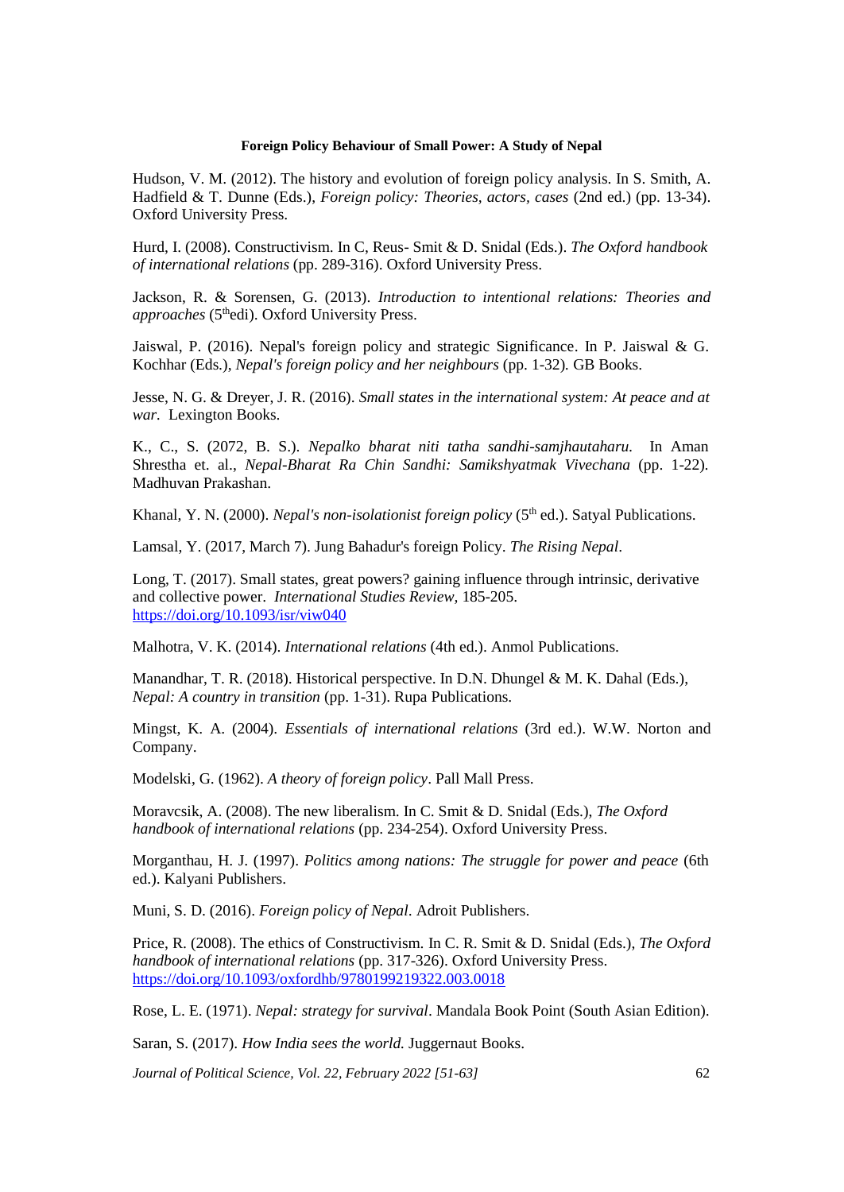Hudson, V. M. (2012). The history and evolution of foreign policy analysis. In S. Smith, A. Hadfield & T. Dunne (Eds.), *Foreign policy: Theories, actors, cases* (2nd ed.) (pp. 13-34). Oxford University Press.

Hurd, I. (2008). Constructivism. In C, Reus- Smit & D. Snidal (Eds.). *The Oxford handbook of international relations* (pp. 289-316). Oxford University Press.

Jackson, R. & Sorensen, G. (2013). *Introduction to intentional relations: Theories and approaches* (5thedi). Oxford University Press.

Jaiswal, P. (2016). Nepal's foreign policy and strategic Significance. In P. Jaiswal & G. Kochhar (Eds.), *Nepal's foreign policy and her neighbours* (pp. 1-32). GB Books.

Jesse, N. G. & Dreyer, J. R. (2016). *Small states in the international system: At peace and at war.* Lexington Books.

K., C., S. (2072, B. S.). *Nepalko bharat niti tatha sandhi-samjhautaharu.* In Aman Shrestha et. al., *Nepal-Bharat Ra Chin Sandhi: Samikshyatmak Vivechana* (pp. 1-22). Madhuvan Prakashan.

Khanal, Y. N. (2000). *Nepal's non-isolationist foreign policy* (5th ed.). Satyal Publications.

Lamsal, Y. (2017, March 7). Jung Bahadur's foreign Policy. *The Rising Nepal*.

Long, T. (2017). Small states, great powers? gaining influence through intrinsic, derivative and collective power. *International Studies Review,* 185-205. https://doi.org/10.1093/isr/viw040

Malhotra, V. K. (2014). *International relations* (4th ed.). Anmol Publications.

Manandhar, T. R. (2018). Historical perspective. In D.N. Dhungel & M. K. Dahal (Eds.), *Nepal: A country in transition* (pp. 1-31). Rupa Publications.

Mingst, K. A. (2004). *Essentials of international relations* (3rd ed.). W.W. Norton and Company.

Modelski, G. (1962). *A theory of foreign policy*. Pall Mall Press.

Moravcsik, A. (2008). The new liberalism. In C. Smit & D. Snidal (Eds.), *The Oxford handbook of international relations* (pp. 234-254). Oxford University Press.

Morganthau, H. J. (1997). *Politics among nations: The struggle for power and peace* (6th ed.). Kalyani Publishers.

Muni, S. D. (2016). *Foreign policy of Nepal*. Adroit Publishers.

Price, R. (2008). The ethics of Constructivism. In C. R. Smit & D. Snidal (Eds.), *The Oxford handbook of international relations* (pp. 317-326). Oxford University Press. https://doi.org/10.1093/oxfordhb/9780199219322.003.0018

Rose, L. E. (1971). *Nepal: strategy for survival*. Mandala Book Point (South Asian Edition).

Saran, S. (2017). *How India sees the world.* Juggernaut Books.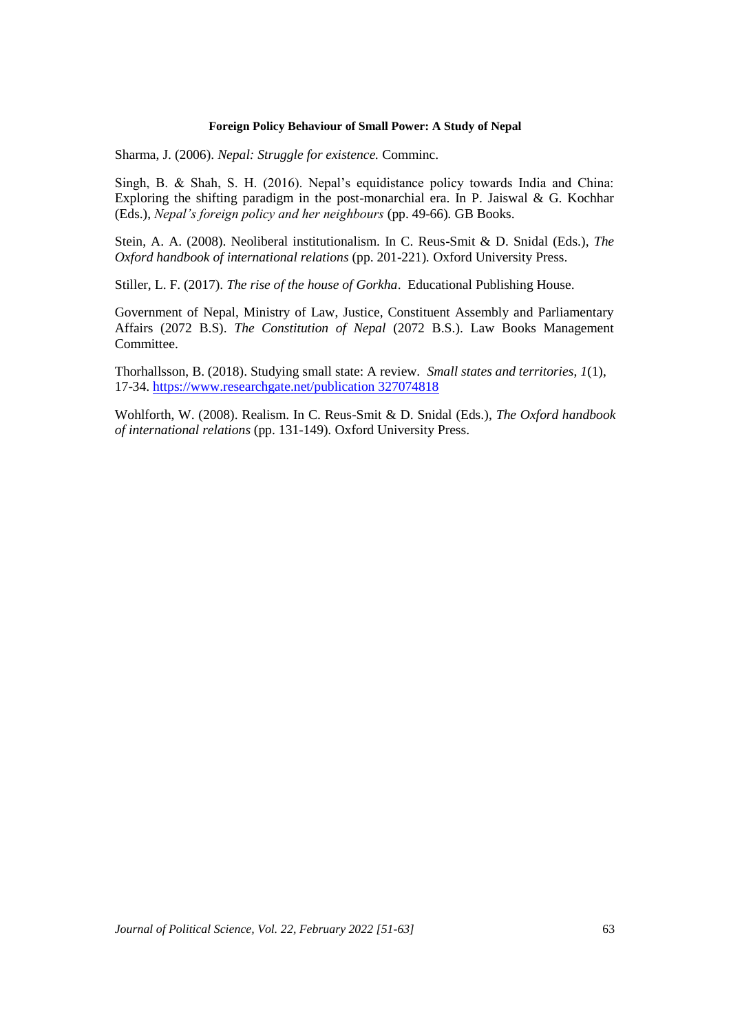Sharma, J. (2006). *Nepal: Struggle for existence.* Comminc.

Singh, B. & Shah, S. H. (2016). Nepal's equidistance policy towards India and China: Exploring the shifting paradigm in the post-monarchial era. In P. Jaiswal & G. Kochhar (Eds.), *Nepal's foreign policy and her neighbours* (pp. 49-66). GB Books.

Stein, A. A. (2008). Neoliberal institutionalism. In C. Reus-Smit & D. Snidal (Eds.), *The Oxford handbook of international relations* (pp. 201-221). Oxford University Press.

Stiller, L. F. (2017). *The rise of the house of Gorkha*. Educational Publishing House.

Government of Nepal, Ministry of Law, Justice, Constituent Assembly and Parliamentary Affairs (2072 B.S). *The Constitution of Nepal* (2072 B.S.). Law Books Management Committee.

Thorhallsson, B. (2018). Studying small state: A review. *Small states and territories, 1*(1), 17-34. https://www.researchgate.net/publication 327074818

Wohlforth, W. (2008). Realism. In C. Reus-Smit & D. Snidal (Eds.), *The Oxford handbook of international relations* (pp. 131-149). Oxford University Press.